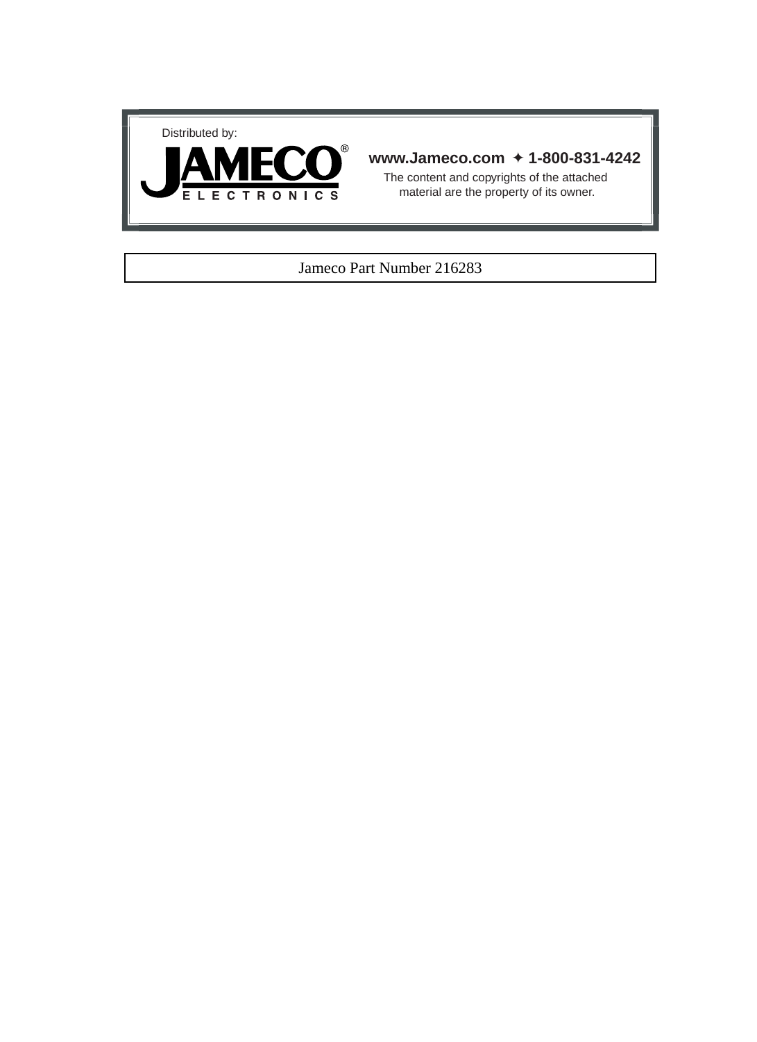Distributed by:

**JAMECO®**
ELECTRONICS

**www.Jameco.com ✦ 1-800-831-4242**

The content and copyrights of the attached material are the property of its owner.

Jameco Part Number 216283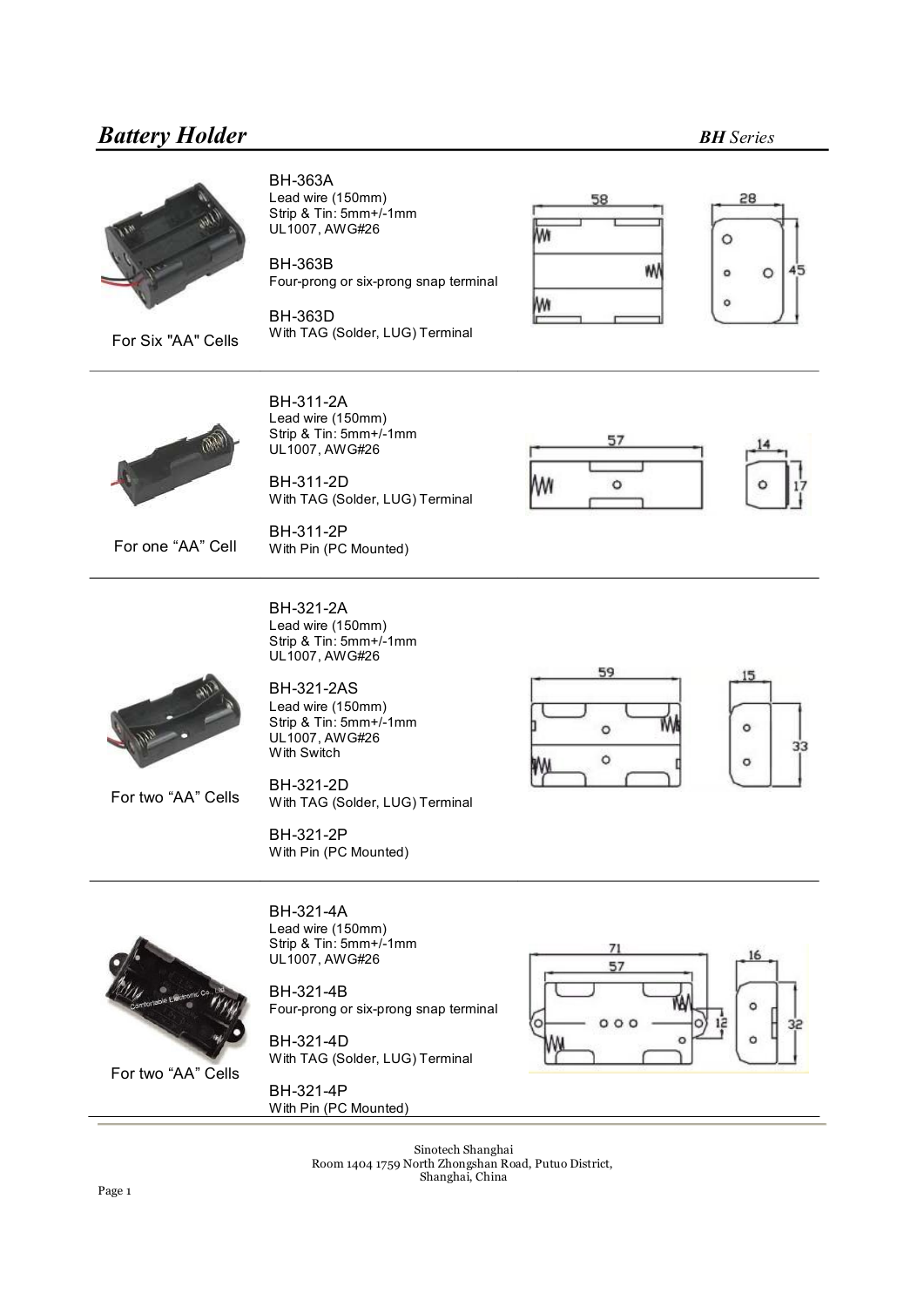# *Battery Holder*

***BH** Series*

For Six "AA" Cells

**BH-363A**
Lead wire (150mm)
Strip & Tin: 5mm+/-1mm
UL1007, AWG#26

**BH-363B**
Four-prong or six-prong snap terminal

**BH-363D**
With TAG (Solder, LUG) Terminal

58 | 28 | 45

---

For one "AA" Cell

**BH-311-2A**
Lead wire (150mm)
Strip & Tin: 5mm+/-1mm
UL1007, AWG#26

**BH-311-2D**
With TAG (Solder, LUG) Terminal

**BH-311-2P**
With Pin (PC Mounted)

57 | 14 | 17

---

For two "AA" Cells

**BH-321-2A**
Lead wire (150mm)
Strip & Tin: 5mm+/-1mm
UL1007, AWG#26

**BH-321-2AS**
Lead wire (150mm)
Strip & Tin: 5mm+/-1mm
UL1007, AWG#26
With Switch

**BH-321-2D**
With TAG (Solder, LUG) Terminal

**BH-321-2P**
With Pin (PC Mounted)

59 | 15 | 33

---

For two "AA" Cells

**BH-321-4A**
Lead wire (150mm)
Strip & Tin: 5mm+/-1mm
UL1007, AWG#26

**BH-321-4B**
Four-prong or six-prong snap terminal

**BH-321-4D**
With TAG (Solder, LUG) Terminal

**BH-321-4P**
With Pin (PC Mounted)

71 | 57 | 12 | 16 | 32

---

Sinotech Shanghai
Room 1404 1759 North Zhongshan Road, Putuo District,
Shanghai, China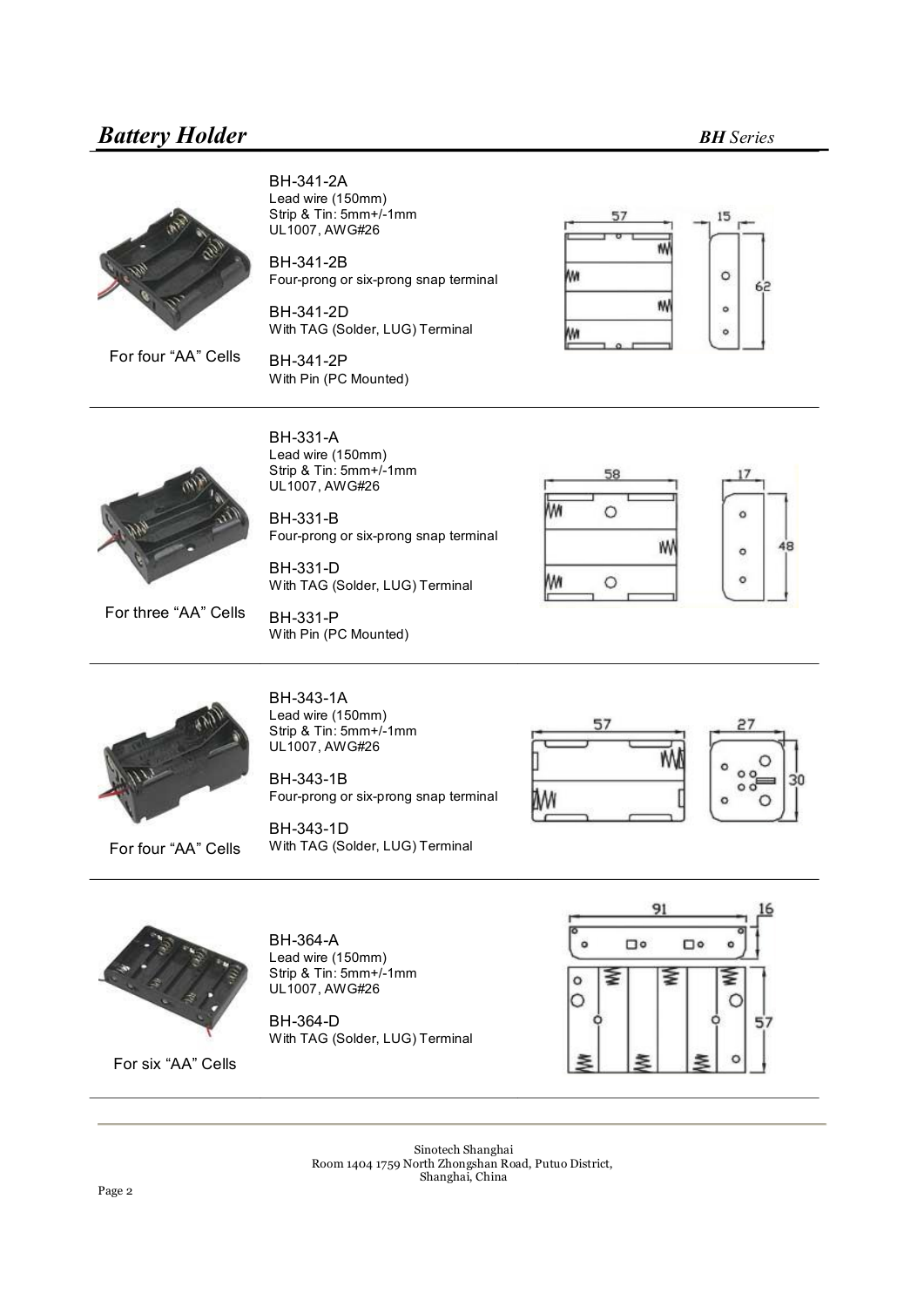# Battery Holder

*BH Series*

For four "AA" Cells

**BH-341-2A**
Lead wire (150mm)
Strip & Tin: 5mm+/-1mm
UL1007, AWG#26

**BH-341-2B**
Four-prong or six-prong snap terminal

**BH-341-2D**
With TAG (Solder, LUG) Terminal

**BH-341-2P**
With Pin (PC Mounted)

---

For three "AA" Cells

**BH-331-A**
Lead wire (150mm)
Strip & Tin: 5mm+/-1mm
UL1007, AWG#26

**BH-331-B**
Four-prong or six-prong snap terminal

**BH-331-D**
With TAG (Solder, LUG) Terminal

**BH-331-P**
With Pin (PC Mounted)

---

For four "AA" Cells

**BH-343-1A**
Lead wire (150mm)
Strip & Tin: 5mm+/-1mm
UL1007, AWG#26

**BH-343-1B**
Four-prong or six-prong snap terminal

**BH-343-1D**
With TAG (Solder, LUG) Terminal

---

For six "AA" Cells

**BH-364-A**
Lead wire (150mm)
Strip & Tin: 5mm+/-1mm
UL1007, AWG#26

**BH-364-D**
With TAG (Solder, LUG) Terminal

---

Sinotech Shanghai
Room 1404 1759 North Zhongshan Road, Putuo District,
Shanghai, China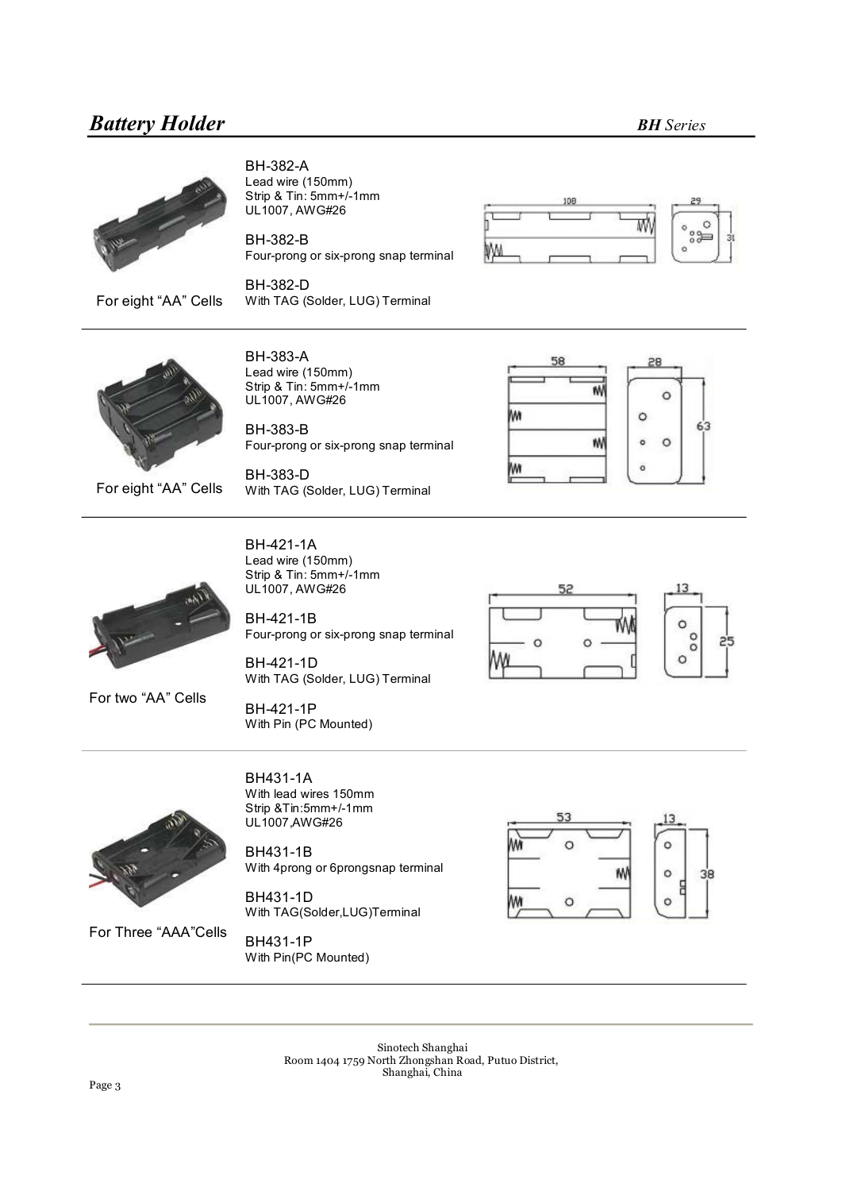# Battery Holder

*BH Series*

For eight "AA" Cells

**BH-382-A**
Lead wire (150mm)
Strip & Tin: 5mm+/-1mm
UL1007, AWG#26

**BH-382-B**
Four-prong or six-prong snap terminal

**BH-382-D**
With TAG (Solder, LUG) Terminal

108 / 29 / 31

---

For eight "AA" Cells

**BH-383-A**
Lead wire (150mm)
Strip & Tin: 5mm+/-1mm
UL1007, AWG#26

**BH-383-B**
Four-prong or six-prong snap terminal

**BH-383-D**
With TAG (Solder, LUG) Terminal

58 / 28 / 63

---

For two "AA" Cells

**BH-421-1A**
Lead wire (150mm)
Strip & Tin: 5mm+/-1mm
UL1007, AWG#26

**BH-421-1B**
Four-prong or six-prong snap terminal

**BH-421-1D**
With TAG (Solder, LUG) Terminal

**BH-421-1P**
With Pin (PC Mounted)

52 / 13 / 25

---

For Three "AAA"Cells

**BH431-1A**
With lead wires 150mm
Strip &Tin:5mm+/-1mm
UL1007,AWG#26

**BH431-1B**
With 4prong or 6prongsnap terminal

**BH431-1D**
With TAG(Solder,LUG)Terminal

**BH431-1P**
With Pin(PC Mounted)

53 / 13 / 38

---

Sinotech Shanghai
Room 1404 1759 North Zhongshan Road, Putuo District,
Shanghai, China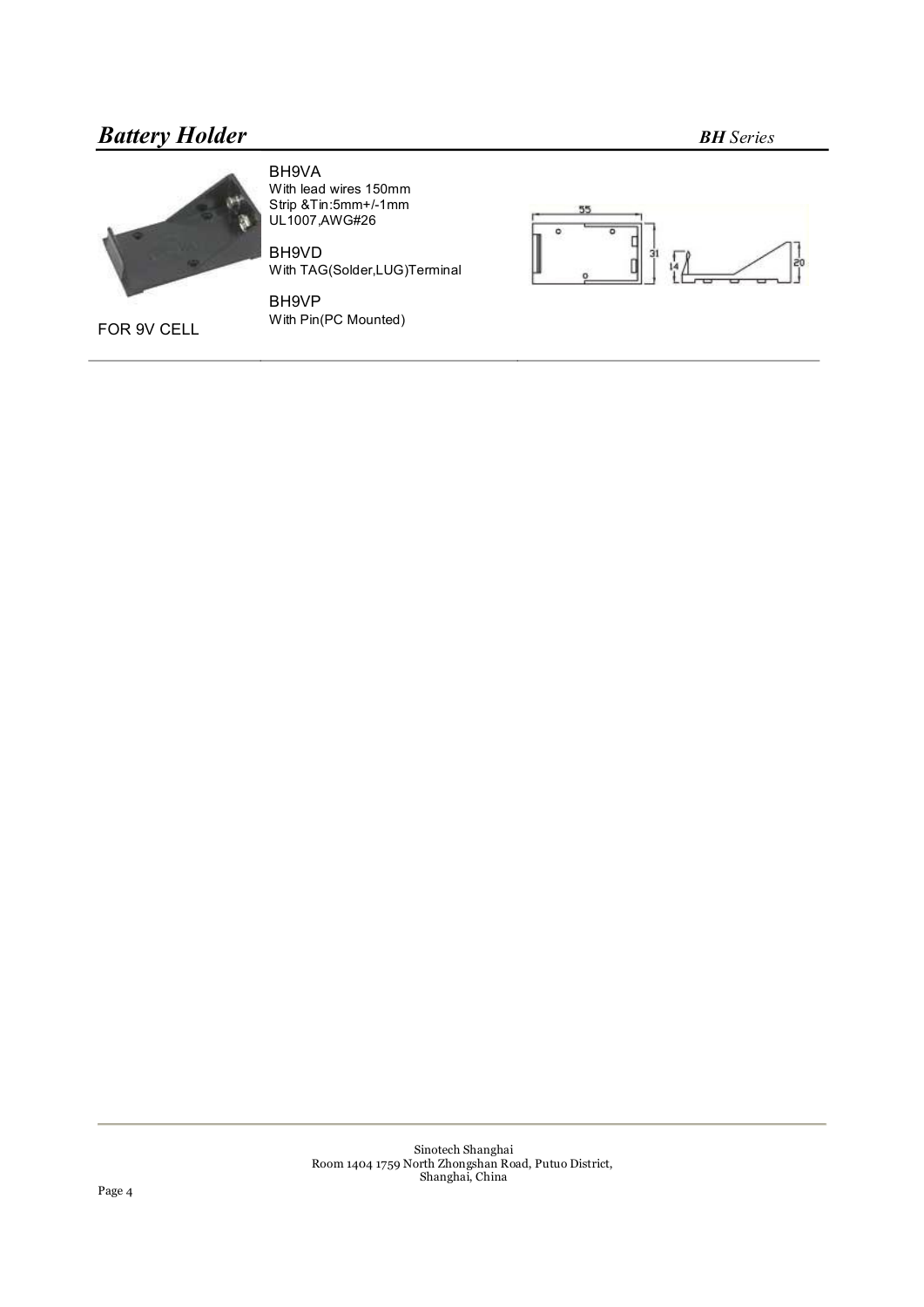## *Battery Holder* — ***BH** Series*

FOR 9V CELL

**BH9VA**
With lead wires 150mm
Strip &Tin:5mm+/-1mm
UL1007,AWG#26

**BH9VD**
With TAG(Solder,LUG)Terminal

**BH9VP**
With Pin(PC Mounted)

55
31
14
20

Sinotech Shanghai
Room 1404 1759 North Zhongshan Road, Putuo District,
Shanghai, China